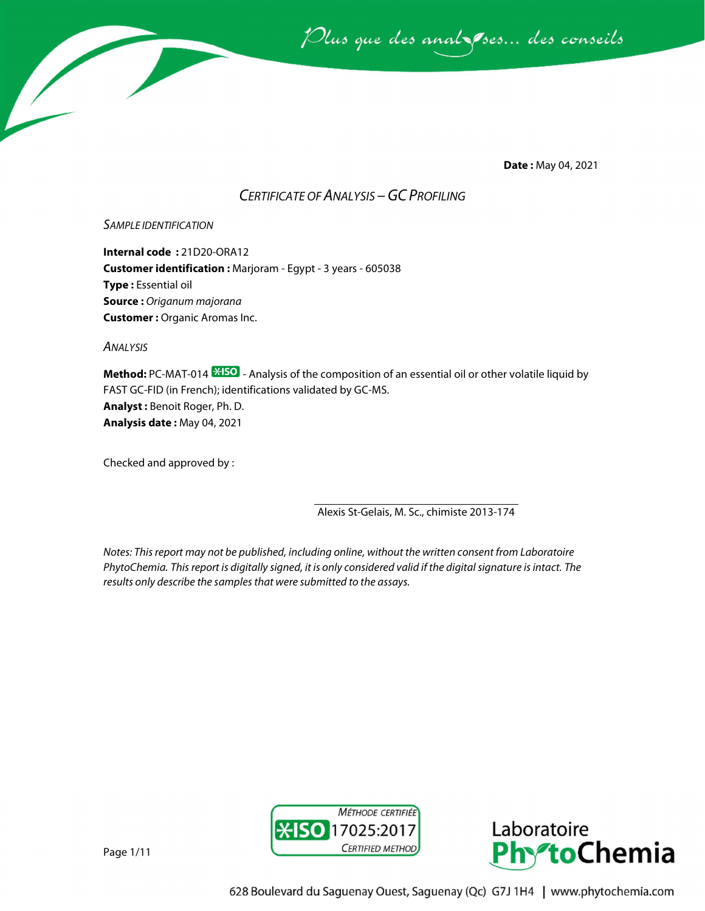**Date :** May 04, 2021

# *Certificate of Analysis – GC Profiling*

## *Sample identification*

**Internal code :** 21D20-ORA12
**Customer identification :** Marjoram - Egypt - 3 years - 605038
**Type :** Essential oil
**Source :** *Origanum majorana*
**Customer :** Organic Aromas Inc.

## *Analysis*

**Method:** PC-MAT-014 ISO - Analysis of the composition of an essential oil or other volatile liquid by FAST GC-FID (in French); identifications validated by GC-MS.
**Analyst :** Benoit Roger, Ph. D.
**Analysis date :** May 04, 2021

Checked and approved by :

Alexis St-Gelais, M. Sc., chimiste 2013-174

*Notes: This report may not be published, including online, without the written consent from Laboratoire PhytoChemia. This report is digitally signed, it is only considered valid if the digital signature is intact. The results only describe the samples that were submitted to the assays.*

Méthode certifiée ISO 17025:2017 Certified method

Laboratoire PhytoChemia

628 Boulevard du Saguenay Ouest, Saguenay (Qc) G7J 1H4 | www.phytochemia.com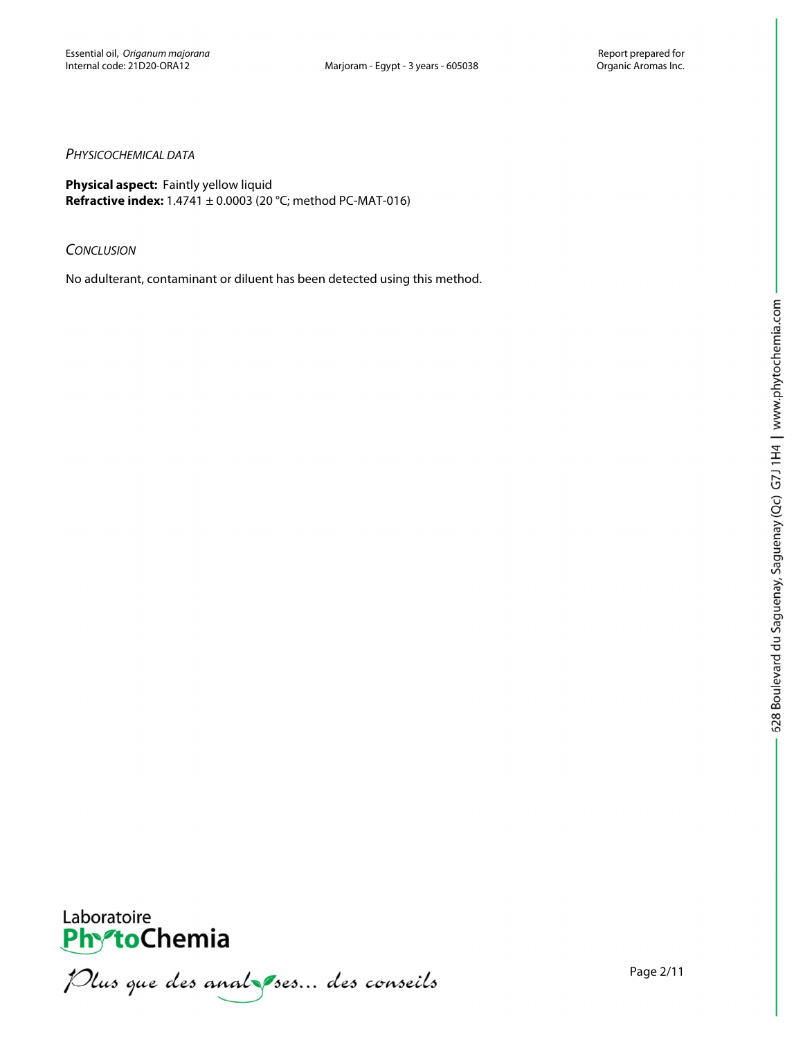*PHYSICOCHEMICAL DATA*

**Physical aspect:** Faintly yellow liquid
**Refractive index:** 1.4741 ± 0.0003 (20 °C; method PC-MAT-016)

*CONCLUSION*

No adulterant, contaminant or diluent has been detected using this method.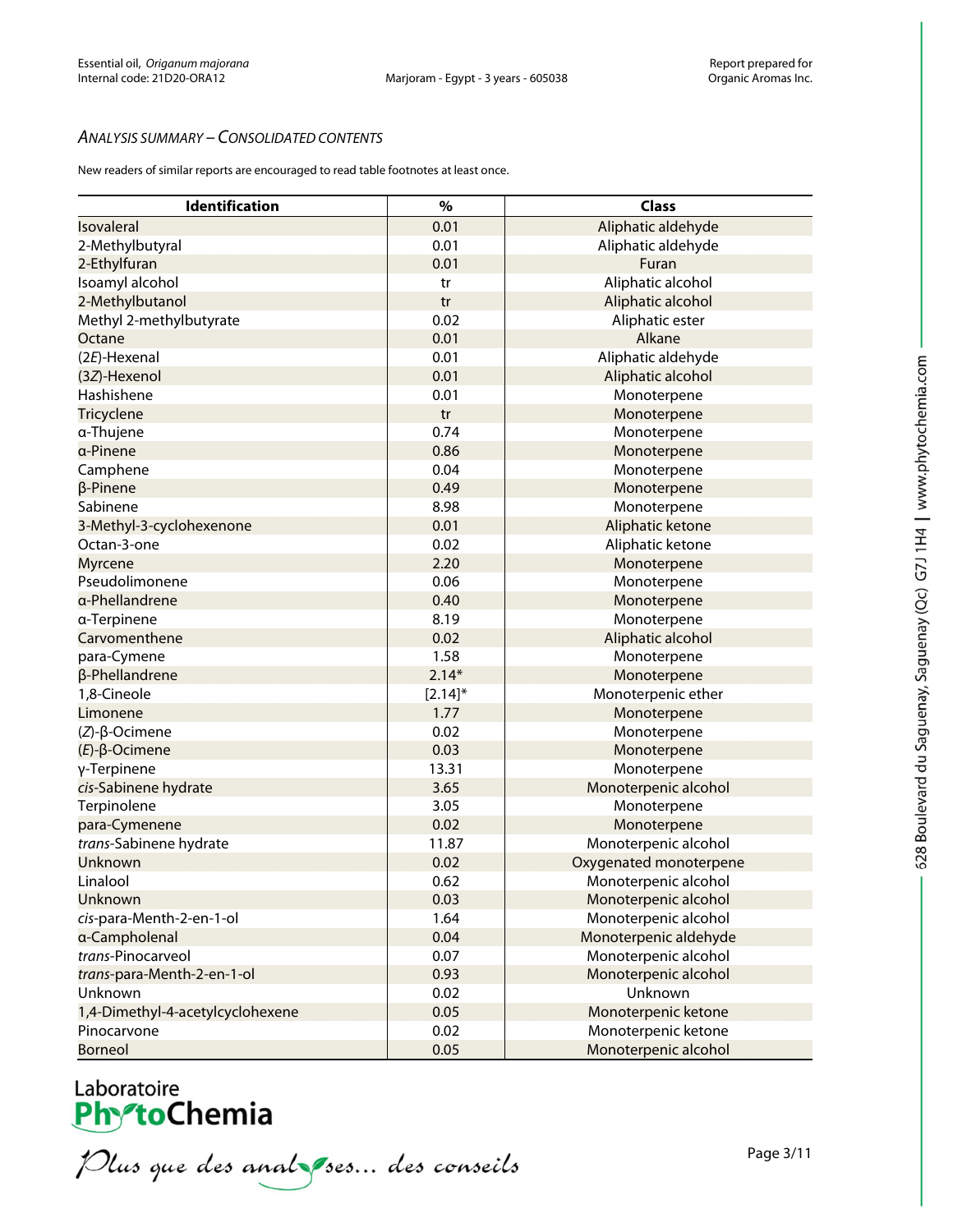*ANALYSIS SUMMARY – CONSOLIDATED CONTENTS*

New readers of similar reports are encouraged to read table footnotes at least once.

| Identification | % | Class |
|---|---|---|
| Isovaleral | 0.01 | Aliphatic aldehyde |
| 2-Methylbutyral | 0.01 | Aliphatic aldehyde |
| 2-Ethylfuran | 0.01 | Furan |
| Isoamyl alcohol | tr | Aliphatic alcohol |
| 2-Methylbutanol | tr | Aliphatic alcohol |
| Methyl 2-methylbutyrate | 0.02 | Aliphatic ester |
| Octane | 0.01 | Alkane |
| (2*E*)-Hexenal | 0.01 | Aliphatic aldehyde |
| (3*Z*)-Hexenol | 0.01 | Aliphatic alcohol |
| Hashishene | 0.01 | Monoterpene |
| Tricyclene | tr | Monoterpene |
| α-Thujene | 0.74 | Monoterpene |
| α-Pinene | 0.86 | Monoterpene |
| Camphene | 0.04 | Monoterpene |
| β-Pinene | 0.49 | Monoterpene |
| Sabinene | 8.98 | Monoterpene |
| 3-Methyl-3-cyclohexenone | 0.01 | Aliphatic ketone |
| Octan-3-one | 0.02 | Aliphatic ketone |
| Myrcene | 2.20 | Monoterpene |
| Pseudolimonene | 0.06 | Monoterpene |
| α-Phellandrene | 0.40 | Monoterpene |
| α-Terpinene | 8.19 | Monoterpene |
| Carvomenthene | 0.02 | Aliphatic alcohol |
| para-Cymene | 1.58 | Monoterpene |
| β-Phellandrene | 2.14* | Monoterpene |
| 1,8-Cineole | [2.14]* | Monoterpenic ether |
| Limonene | 1.77 | Monoterpene |
| (*Z*)-β-Ocimene | 0.02 | Monoterpene |
| (*E*)-β-Ocimene | 0.03 | Monoterpene |
| γ-Terpinene | 13.31 | Monoterpene |
| *cis*-Sabinene hydrate | 3.65 | Monoterpenic alcohol |
| Terpinolene | 3.05 | Monoterpene |
| para-Cymenene | 0.02 | Monoterpene |
| *trans*-Sabinene hydrate | 11.87 | Monoterpenic alcohol |
| Unknown | 0.02 | Oxygenated monoterpene |
| Linalool | 0.62 | Monoterpenic alcohol |
| Unknown | 0.03 | Monoterpenic alcohol |
| *cis*-para-Menth-2-en-1-ol | 1.64 | Monoterpenic alcohol |
| α-Campholenal | 0.04 | Monoterpenic aldehyde |
| *trans*-Pinocarveol | 0.07 | Monoterpenic alcohol |
| *trans*-para-Menth-2-en-1-ol | 0.93 | Monoterpenic alcohol |
| Unknown | 0.02 | Unknown |
| 1,4-Dimethyl-4-acetylcyclohexene | 0.05 | Monoterpenic ketone |
| Pinocarvone | 0.02 | Monoterpenic ketone |
| Borneol | 0.05 | Monoterpenic alcohol |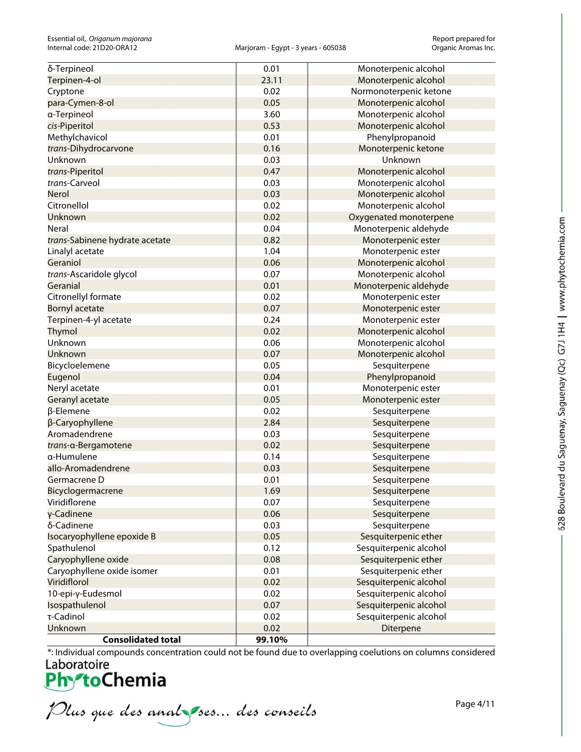| | | |
|---|---|---|
| δ-Terpineol | 0.01 | Monoterpenic alcohol |
| Terpinen-4-ol | 23.11 | Monoterpenic alcohol |
| Cryptone | 0.02 | Normonoterpenic ketone |
| para-Cymen-8-ol | 0.05 | Monoterpenic alcohol |
| α-Terpineol | 3.60 | Monoterpenic alcohol |
| *cis*-Piperitol | 0.53 | Monoterpenic alcohol |
| Methylchavicol | 0.01 | Phenylpropanoid |
| *trans*-Dihydrocarvone | 0.16 | Monoterpenic ketone |
| Unknown | 0.03 | Unknown |
| *trans*-Piperitol | 0.47 | Monoterpenic alcohol |
| *trans*-Carveol | 0.03 | Monoterpenic alcohol |
| Nerol | 0.03 | Monoterpenic alcohol |
| Citronellol | 0.02 | Monoterpenic alcohol |
| Unknown | 0.02 | Oxygenated monoterpene |
| Neral | 0.04 | Monoterpenic aldehyde |
| *trans*-Sabinene hydrate acetate | 0.82 | Monoterpenic ester |
| Linalyl acetate | 1.04 | Monoterpenic ester |
| Geraniol | 0.06 | Monoterpenic alcohol |
| *trans*-Ascaridole glycol | 0.07 | Monoterpenic alcohol |
| Geranial | 0.01 | Monoterpenic aldehyde |
| Citronellyl formate | 0.02 | Monoterpenic ester |
| Bornyl acetate | 0.07 | Monoterpenic ester |
| Terpinen-4-yl acetate | 0.24 | Monoterpenic ester |
| Thymol | 0.02 | Monoterpenic alcohol |
| Unknown | 0.06 | Monoterpenic alcohol |
| Unknown | 0.07 | Monoterpenic alcohol |
| Bicycloelemene | 0.05 | Sesquiterpene |
| Eugenol | 0.04 | Phenylpropanoid |
| Neryl acetate | 0.01 | Monoterpenic ester |
| Geranyl acetate | 0.05 | Monoterpenic ester |
| β-Elemene | 0.02 | Sesquiterpene |
| β-Caryophyllene | 2.84 | Sesquiterpene |
| Aromadendrene | 0.03 | Sesquiterpene |
| *trans*-α-Bergamotene | 0.02 | Sesquiterpene |
| α-Humulene | 0.14 | Sesquiterpene |
| allo-Aromadendrene | 0.03 | Sesquiterpene |
| Germacrene D | 0.01 | Sesquiterpene |
| Bicyclogermacrene | 1.69 | Sesquiterpene |
| Viridiflorene | 0.07 | Sesquiterpene |
| γ-Cadinene | 0.06 | Sesquiterpene |
| δ-Cadinene | 0.03 | Sesquiterpene |
| Isocaryophyllene epoxide B | 0.05 | Sesquiterpenic ether |
| Spathulenol | 0.12 | Sesquiterpenic alcohol |
| Caryophyllene oxide | 0.08 | Sesquiterpenic ether |
| Caryophyllene oxide isomer | 0.01 | Sesquiterpenic ether |
| Viridiflorol | 0.02 | Sesquiterpenic alcohol |
| 10-epi-γ-Eudesmol | 0.02 | Sesquiterpenic alcohol |
| Isospathulenol | 0.07 | Sesquiterpenic alcohol |
| τ-Cadinol | 0.02 | Sesquiterpenic alcohol |
| Unknown | 0.02 | Diterpene |
| **Consolidated total** | **99.10%** | |

*: Individual compounds concentration could not be found due to overlapping coelutions on columns considered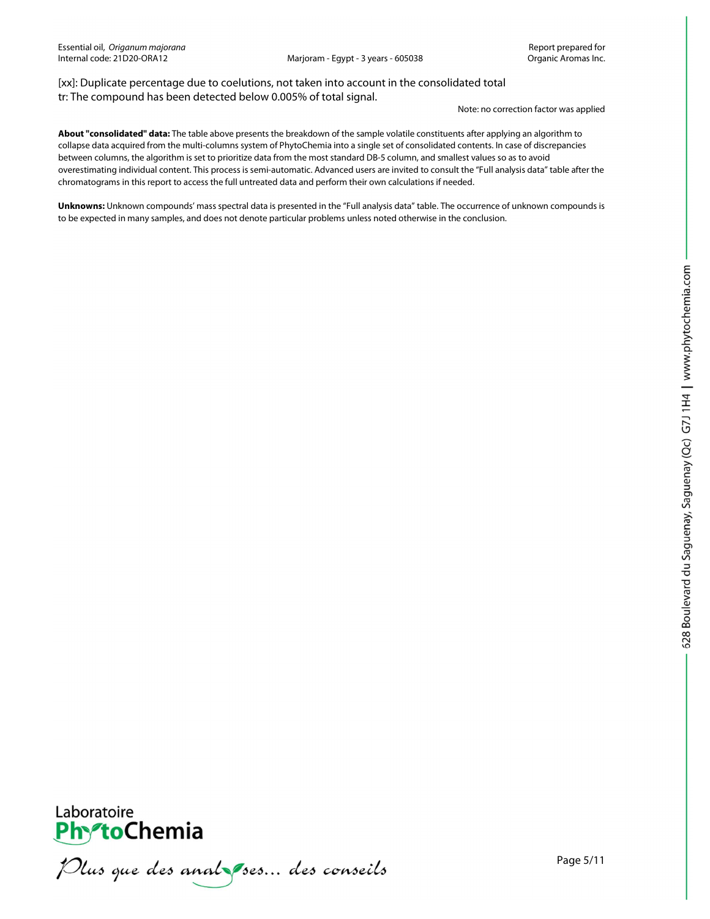[xx]: Duplicate percentage due to coelutions, not taken into account in the consolidated total
tr: The compound has been detected below 0.005% of total signal.

Note: no correction factor was applied

**About "consolidated" data:** The table above presents the breakdown of the sample volatile constituents after applying an algorithm to collapse data acquired from the multi-columns system of PhytoChemia into a single set of consolidated contents. In case of discrepancies between columns, the algorithm is set to prioritize data from the most standard DB-5 column, and smallest values so as to avoid overestimating individual content. This process is semi-automatic. Advanced users are invited to consult the "Full analysis data" table after the chromatograms in this report to access the full untreated data and perform their own calculations if needed.

**Unknowns:** Unknown compounds' mass spectral data is presented in the "Full analysis data" table. The occurrence of unknown compounds is to be expected in many samples, and does not denote particular problems unless noted otherwise in the conclusion.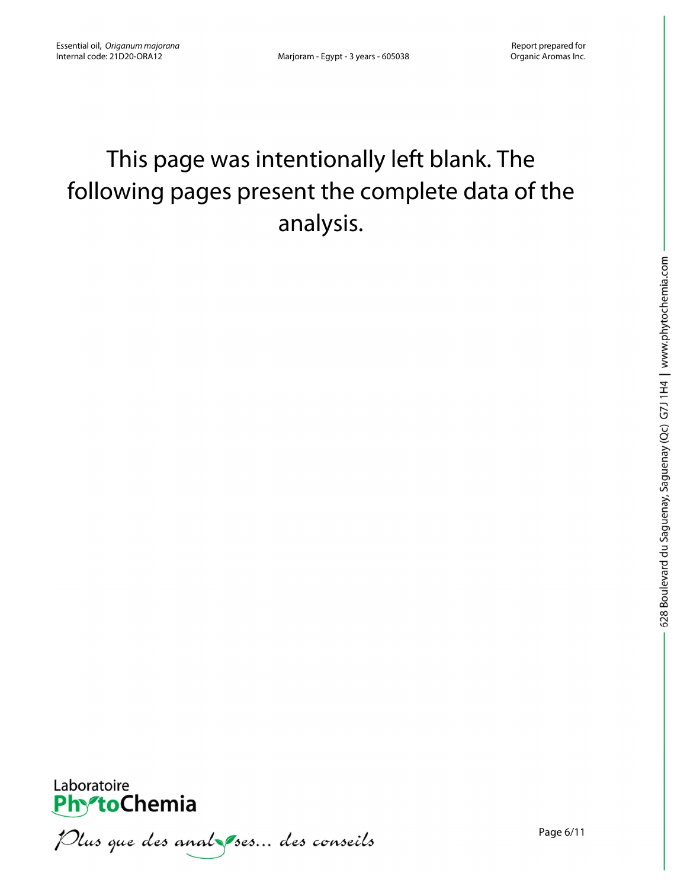This page was intentionally left blank. The following pages present the complete data of the analysis.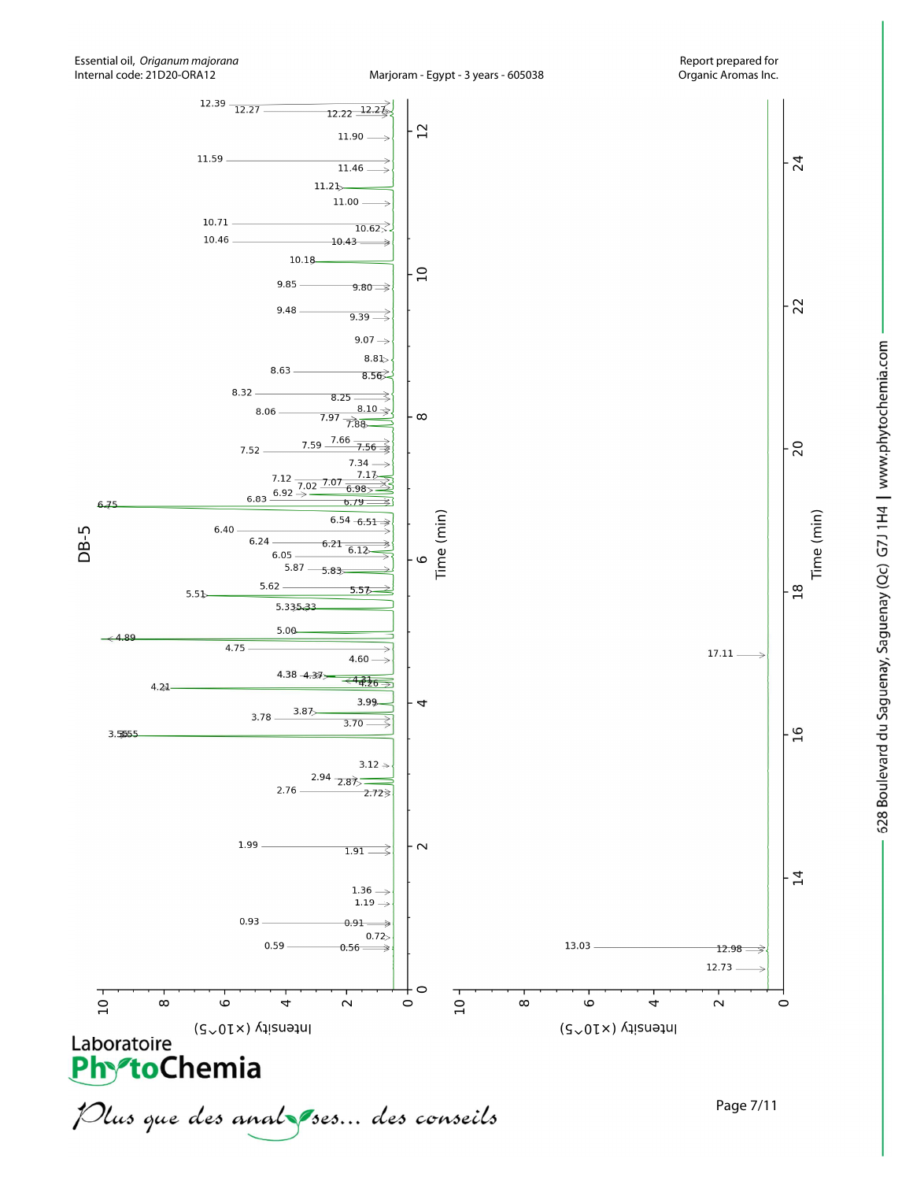Essential oil, *Origanum majorana*
Internal code: 21D20-ORA12

Marjoram - Egypt - 3 years - 605038

Report prepared for
Organic Aromas Inc.

DB-5

Time (min)

Intensity (×10^5)

12.39, 12.27, 12.22, 12.27, 11.90, 11.59, 11.46, 11.21, 11.00, 10.71, 10.62, 10.46, 10.43, 10.18, 9.85, 9.80, 9.48, 9.39, 9.07, 8.81, 8.63, 8.56, 8.32, 8.25, 8.10, 8.06, 7.97, 7.88, 7.66, 7.59, 7.56, 7.52, 7.34, 7.17, 7.12, 7.07, 7.02, 6.98, 6.92, 6.83, 6.79, 6.75, 6.54, 6.51, 6.40, 6.24, 6.21, 6.12, 6.05, 5.87, 5.83, 5.62, 5.57, 5.51, 5.33, 5.33, 5.00, 4.89, 4.75, 4.60, 4.38, 4.37, 4.31, 4.26, 4.21, 3.99, 3.87, 3.78, 3.70, 3.56, 3.55, 3.12, 2.94, 2.87, 2.76, 2.72, 1.99, 1.91, 1.36, 1.19, 0.93, 0.91, 0.72, 0.59, 0.56

17.11, 13.03, 12.98, 12.73

Laboratoire PhytoChemia

*Plus que des analyses... des conseils*

628 Boulevard du Saguenay, Saguenay (Qc) G7J 1H4 | www.phytochemia.com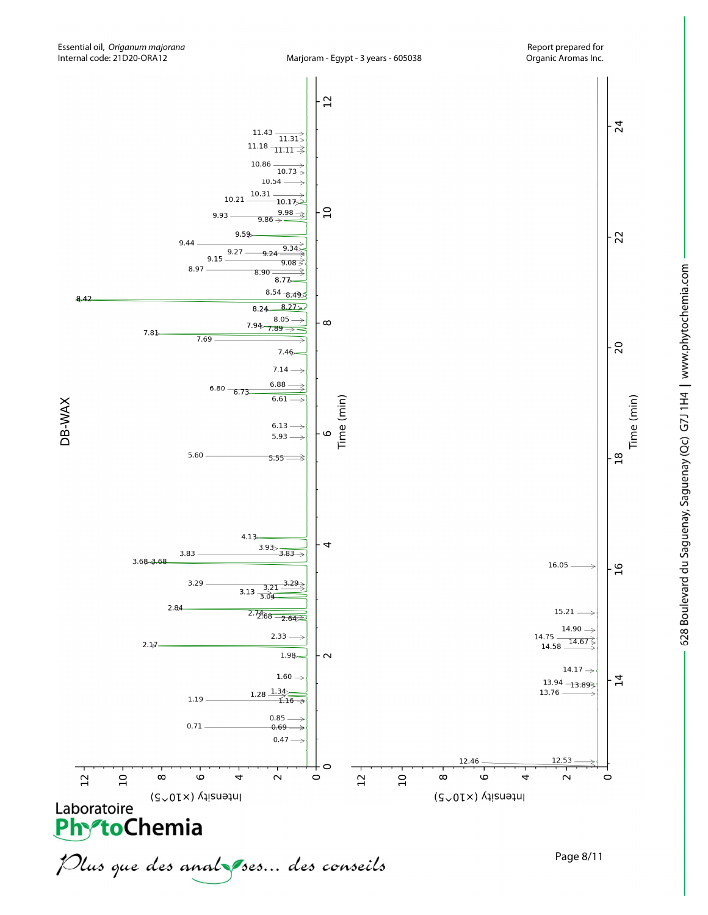## DB-WAX

Retention times (min) labeled on the chromatogram:

0.47, 0.69, 0.71, 0.85, 1.16, 1.19, 1.28, 1.34, 1.60, 1.98, 2.17, 2.33, 2.64, 2.68, 2.74, 2.84, 3.04, 3.13, 3.21, 3.29, 3.29, 3.68, 3.68, 3.83, 3.83, 3.93, 4.13, 5.55, 5.60, 5.93, 6.13, 6.61, 6.73, 6.80, 6.88, 7.14, 7.46, 7.69, 7.81, 7.89, 7.94, 8.05, 8.24, 8.27, 8.42, 8.49, 8.54, 8.77, 8.90, 8.97, 9.08, 9.15, 9.24, 9.27, 9.34, 9.44, 9.59, 9.86, 9.93, 9.98, 10.17, 10.21, 10.31, 10.54, 10.73, 10.86, 11.11, 11.18, 11.31, 11.43, 12.46, 12.53, 13.76, 13.89, 13.94, 14.17, 14.58, 14.67, 14.75, 14.90, 15.21, 16.05

Axes: Time (min); Intensity (×10^5)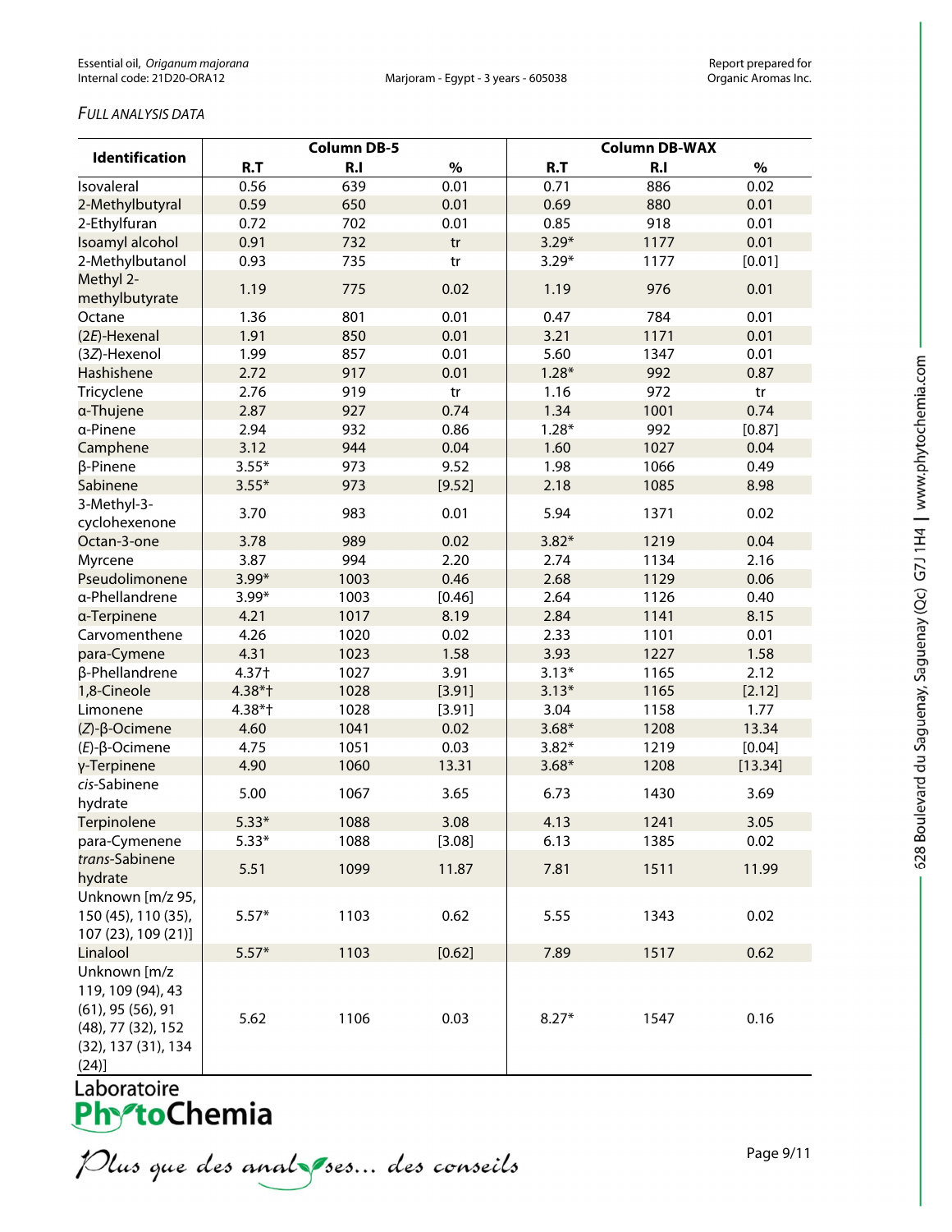*FULL ANALYSIS DATA*

| Identification | Column DB-5 | | | Column DB-WAX | | |
|---|---|---|---|---|---|---|
| | R.T | R.I | % | R.T | R.I | % |
| Isovaleral | 0.56 | 639 | 0.01 | 0.71 | 886 | 0.02 |
| 2-Methylbutyral | 0.59 | 650 | 0.01 | 0.69 | 880 | 0.01 |
| 2-Ethylfuran | 0.72 | 702 | 0.01 | 0.85 | 918 | 0.01 |
| Isoamyl alcohol | 0.91 | 732 | tr | 3.29* | 1177 | 0.01 |
| 2-Methylbutanol | 0.93 | 735 | tr | 3.29* | 1177 | [0.01] |
| Methyl 2-methylbutyrate | 1.19 | 775 | 0.02 | 1.19 | 976 | 0.01 |
| Octane | 1.36 | 801 | 0.01 | 0.47 | 784 | 0.01 |
| (2*E*)-Hexenal | 1.91 | 850 | 0.01 | 3.21 | 1171 | 0.01 |
| (3*Z*)-Hexenol | 1.99 | 857 | 0.01 | 5.60 | 1347 | 0.01 |
| Hashishene | 2.72 | 917 | 0.01 | 1.28* | 992 | 0.87 |
| Tricyclene | 2.76 | 919 | tr | 1.16 | 972 | tr |
| α-Thujene | 2.87 | 927 | 0.74 | 1.34 | 1001 | 0.74 |
| α-Pinene | 2.94 | 932 | 0.86 | 1.28* | 992 | [0.87] |
| Camphene | 3.12 | 944 | 0.04 | 1.60 | 1027 | 0.04 |
| β-Pinene | 3.55* | 973 | 9.52 | 1.98 | 1066 | 0.49 |
| Sabinene | 3.55* | 973 | [9.52] | 2.18 | 1085 | 8.98 |
| 3-Methyl-3-cyclohexenone | 3.70 | 983 | 0.01 | 5.94 | 1371 | 0.02 |
| Octan-3-one | 3.78 | 989 | 0.02 | 3.82* | 1219 | 0.04 |
| Myrcene | 3.87 | 994 | 2.20 | 2.74 | 1134 | 2.16 |
| Pseudolimonene | 3.99* | 1003 | 0.46 | 2.68 | 1129 | 0.06 |
| α-Phellandrene | 3.99* | 1003 | [0.46] | 2.64 | 1126 | 0.40 |
| α-Terpinene | 4.21 | 1017 | 8.19 | 2.84 | 1141 | 8.15 |
| Carvomenthene | 4.26 | 1020 | 0.02 | 2.33 | 1101 | 0.01 |
| para-Cymene | 4.31 | 1023 | 1.58 | 3.93 | 1227 | 1.58 |
| β-Phellandrene | 4.37† | 1027 | 3.91 | 3.13* | 1165 | 2.12 |
| 1,8-Cineole | 4.38*† | 1028 | [3.91] | 3.13* | 1165 | [2.12] |
| Limonene | 4.38*† | 1028 | [3.91] | 3.04 | 1158 | 1.77 |
| (*Z*)-β-Ocimene | 4.60 | 1041 | 0.02 | 3.68* | 1208 | 13.34 |
| (*E*)-β-Ocimene | 4.75 | 1051 | 0.03 | 3.82* | 1219 | [0.04] |
| γ-Terpinene | 4.90 | 1060 | 13.31 | 3.68* | 1208 | [13.34] |
| *cis*-Sabinene hydrate | 5.00 | 1067 | 3.65 | 6.73 | 1430 | 3.69 |
| Terpinolene | 5.33* | 1088 | 3.08 | 4.13 | 1241 | 3.05 |
| para-Cymenene | 5.33* | 1088 | [3.08] | 6.13 | 1385 | 0.02 |
| *trans*-Sabinene hydrate | 5.51 | 1099 | 11.87 | 7.81 | 1511 | 11.99 |
| Unknown [m/z 95, 150 (45), 110 (35), 107 (23), 109 (21)] | 5.57* | 1103 | 0.62 | 5.55 | 1343 | 0.02 |
| Linalool | 5.57* | 1103 | [0.62] | 7.89 | 1517 | 0.62 |
| Unknown [m/z 119, 109 (94), 43 (61), 95 (56), 91 (48), 77 (32), 152 (32), 137 (31), 134 (24)] | 5.62 | 1106 | 0.03 | 8.27* | 1547 | 0.16 |

Laboratoire PhytoChemia

*Plus que des analyses... des conseils*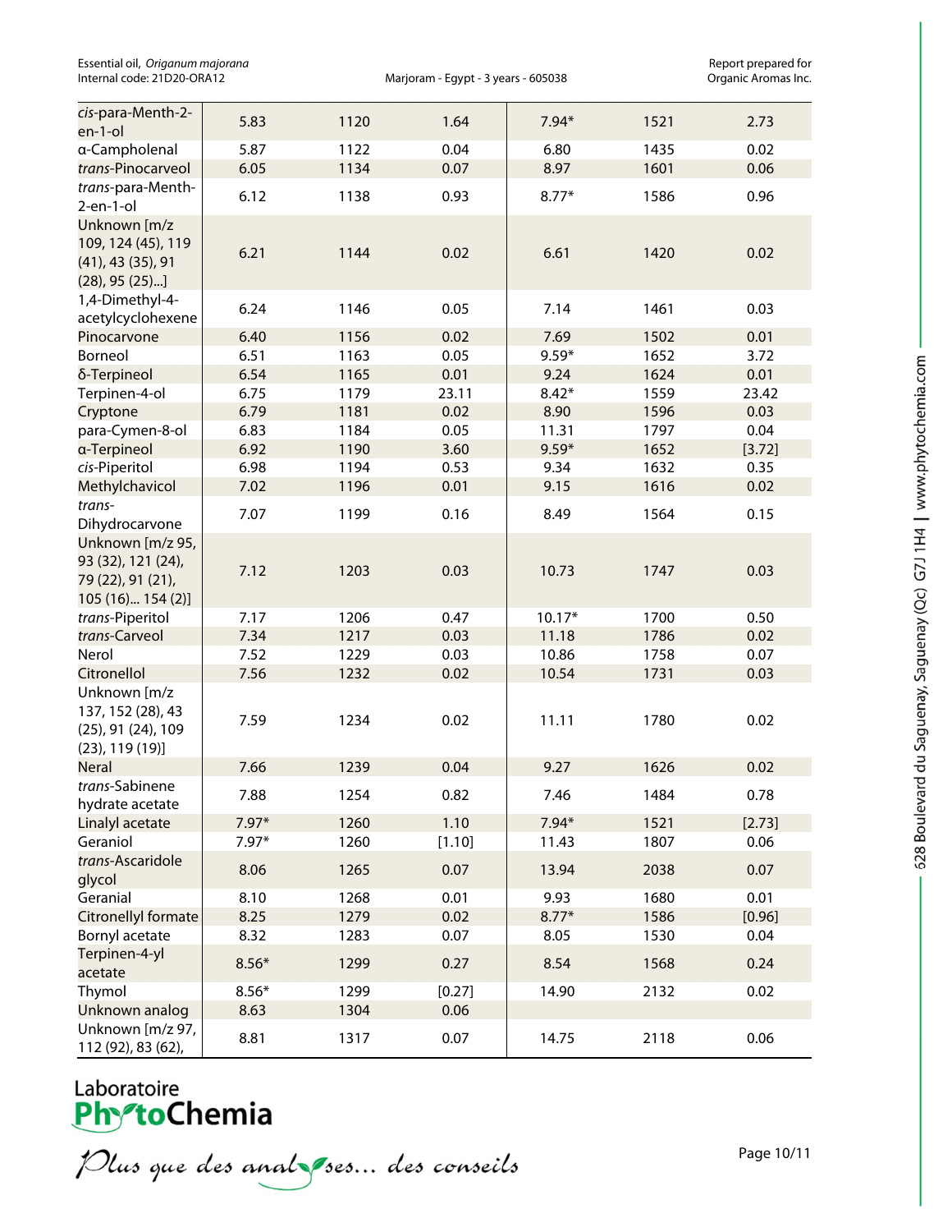| | | | | | | |
|---|---|---|---|---|---|---|
| *cis*-para-Menth-2-en-1-ol | 5.83 | 1120 | 1.64 | 7.94* | 1521 | 2.73 |
| α-Campholenal | 5.87 | 1122 | 0.04 | 6.80 | 1435 | 0.02 |
| *trans*-Pinocarveol | 6.05 | 1134 | 0.07 | 8.97 | 1601 | 0.06 |
| *trans*-para-Menth-2-en-1-ol | 6.12 | 1138 | 0.93 | 8.77* | 1586 | 0.96 |
| Unknown [m/z 109, 124 (45), 119 (41), 43 (35), 91 (28), 95 (25)...] | 6.21 | 1144 | 0.02 | 6.61 | 1420 | 0.02 |
| 1,4-Dimethyl-4-acetylcyclohexene | 6.24 | 1146 | 0.05 | 7.14 | 1461 | 0.03 |
| Pinocarvone | 6.40 | 1156 | 0.02 | 7.69 | 1502 | 0.01 |
| Borneol | 6.51 | 1163 | 0.05 | 9.59* | 1652 | 3.72 |
| δ-Terpineol | 6.54 | 1165 | 0.01 | 9.24 | 1624 | 0.01 |
| Terpinen-4-ol | 6.75 | 1179 | 23.11 | 8.42* | 1559 | 23.42 |
| Cryptone | 6.79 | 1181 | 0.02 | 8.90 | 1596 | 0.03 |
| para-Cymen-8-ol | 6.83 | 1184 | 0.05 | 11.31 | 1797 | 0.04 |
| α-Terpineol | 6.92 | 1190 | 3.60 | 9.59* | 1652 | [3.72] |
| *cis*-Piperitol | 6.98 | 1194 | 0.53 | 9.34 | 1632 | 0.35 |
| Methylchavicol | 7.02 | 1196 | 0.01 | 9.15 | 1616 | 0.02 |
| *trans*-Dihydrocarvone | 7.07 | 1199 | 0.16 | 8.49 | 1564 | 0.15 |
| Unknown [m/z 95, 93 (32), 121 (24), 79 (22), 91 (21), 105 (16)... 154 (2)] | 7.12 | 1203 | 0.03 | 10.73 | 1747 | 0.03 |
| *trans*-Piperitol | 7.17 | 1206 | 0.47 | 10.17* | 1700 | 0.50 |
| *trans*-Carveol | 7.34 | 1217 | 0.03 | 11.18 | 1786 | 0.02 |
| Nerol | 7.52 | 1229 | 0.03 | 10.86 | 1758 | 0.07 |
| Citronellol | 7.56 | 1232 | 0.02 | 10.54 | 1731 | 0.03 |
| Unknown [m/z 137, 152 (28), 43 (25), 91 (24), 109 (23), 119 (19)] | 7.59 | 1234 | 0.02 | 11.11 | 1780 | 0.02 |
| Neral | 7.66 | 1239 | 0.04 | 9.27 | 1626 | 0.02 |
| *trans*-Sabinene hydrate acetate | 7.88 | 1254 | 0.82 | 7.46 | 1484 | 0.78 |
| Linalyl acetate | 7.97* | 1260 | 1.10 | 7.94* | 1521 | [2.73] |
| Geraniol | 7.97* | 1260 | [1.10] | 11.43 | 1807 | 0.06 |
| *trans*-Ascaridole glycol | 8.06 | 1265 | 0.07 | 13.94 | 2038 | 0.07 |
| Geranial | 8.10 | 1268 | 0.01 | 9.93 | 1680 | 0.01 |
| Citronellyl formate | 8.25 | 1279 | 0.02 | 8.77* | 1586 | [0.96] |
| Bornyl acetate | 8.32 | 1283 | 0.07 | 8.05 | 1530 | 0.04 |
| Terpinen-4-yl acetate | 8.56* | 1299 | 0.27 | 8.54 | 1568 | 0.24 |
| Thymol | 8.56* | 1299 | [0.27] | 14.90 | 2132 | 0.02 |
| Unknown analog | 8.63 | 1304 | 0.06 | | | |
| Unknown [m/z 97, 112 (92), 83 (62), | 8.81 | 1317 | 0.07 | 14.75 | 2118 | 0.06 |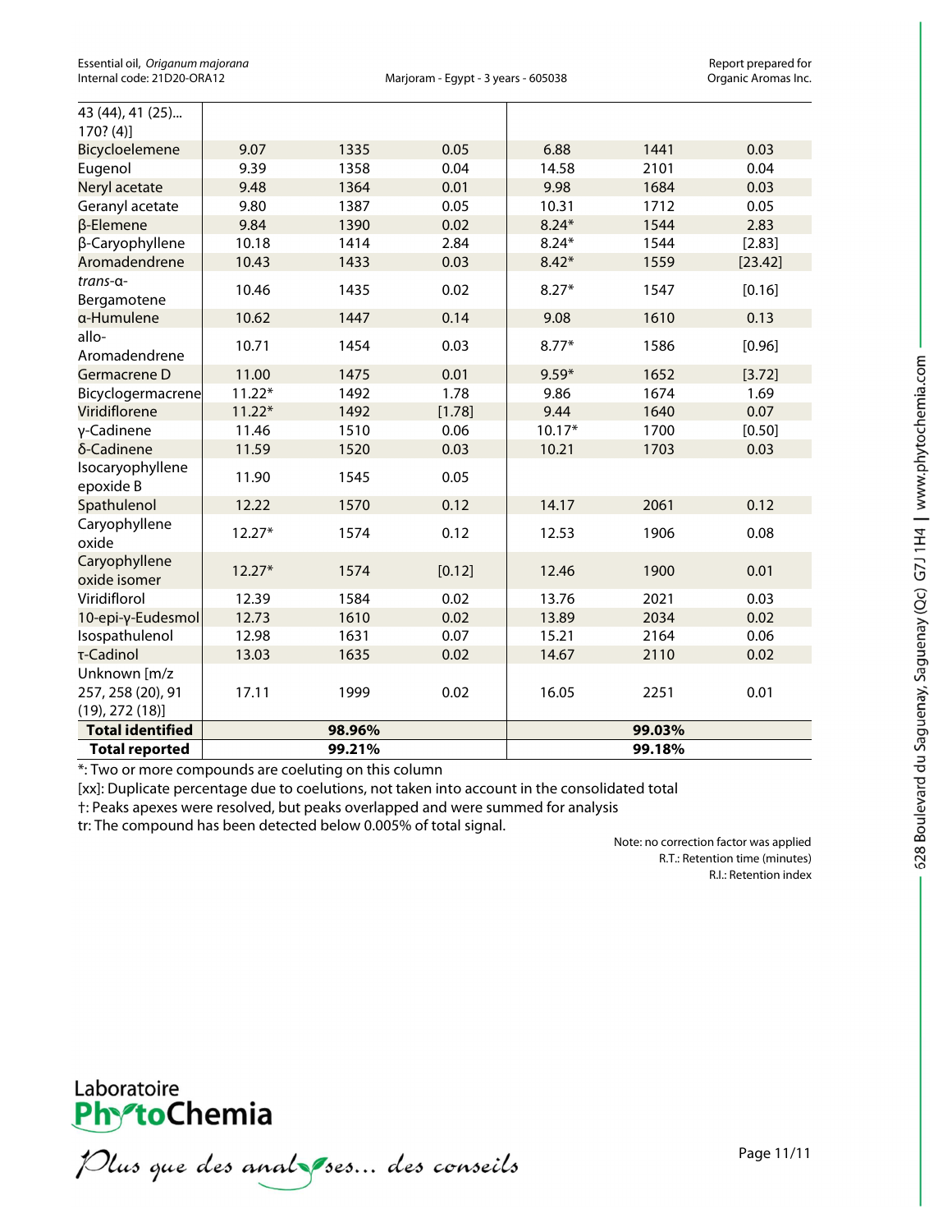| | | | | | | |
|---|---|---|---|---|---|---|
| 43 (44), 41 (25)... 170? (4)] | | | | | | |
| Bicycloelemene | 9.07 | 1335 | 0.05 | 6.88 | 1441 | 0.03 |
| Eugenol | 9.39 | 1358 | 0.04 | 14.58 | 2101 | 0.04 |
| Neryl acetate | 9.48 | 1364 | 0.01 | 9.98 | 1684 | 0.03 |
| Geranyl acetate | 9.80 | 1387 | 0.05 | 10.31 | 1712 | 0.05 |
| β-Elemene | 9.84 | 1390 | 0.02 | 8.24* | 1544 | 2.83 |
| β-Caryophyllene | 10.18 | 1414 | 2.84 | 8.24* | 1544 | [2.83] |
| Aromadendrene | 10.43 | 1433 | 0.03 | 8.42* | 1559 | [23.42] |
| *trans*-α-Bergamotene | 10.46 | 1435 | 0.02 | 8.27* | 1547 | [0.16] |
| α-Humulene | 10.62 | 1447 | 0.14 | 9.08 | 1610 | 0.13 |
| allo-Aromadendrene | 10.71 | 1454 | 0.03 | 8.77* | 1586 | [0.96] |
| Germacrene D | 11.00 | 1475 | 0.01 | 9.59* | 1652 | [3.72] |
| Bicyclogermacrene | 11.22* | 1492 | 1.78 | 9.86 | 1674 | 1.69 |
| Viridiflorene | 11.22* | 1492 | [1.78] | 9.44 | 1640 | 0.07 |
| γ-Cadinene | 11.46 | 1510 | 0.06 | 10.17* | 1700 | [0.50] |
| δ-Cadinene | 11.59 | 1520 | 0.03 | 10.21 | 1703 | 0.03 |
| Isocaryophyllene epoxide B | 11.90 | 1545 | 0.05 | | | |
| Spathulenol | 12.22 | 1570 | 0.12 | 14.17 | 2061 | 0.12 |
| Caryophyllene oxide | 12.27* | 1574 | 0.12 | 12.53 | 1906 | 0.08 |
| Caryophyllene oxide isomer | 12.27* | 1574 | [0.12] | 12.46 | 1900 | 0.01 |
| Viridiflorol | 12.39 | 1584 | 0.02 | 13.76 | 2021 | 0.03 |
| 10-epi-γ-Eudesmol | 12.73 | 1610 | 0.02 | 13.89 | 2034 | 0.02 |
| Isospathulenol | 12.98 | 1631 | 0.07 | 15.21 | 2164 | 0.06 |
| τ-Cadinol | 13.03 | 1635 | 0.02 | 14.67 | 2110 | 0.02 |
| Unknown [m/z 257, 258 (20), 91 (19), 272 (18)] | 17.11 | 1999 | 0.02 | 16.05 | 2251 | 0.01 |
| **Total identified** | | **98.96%** | | | **99.03%** | |
| **Total reported** | | **99.21%** | | | **99.18%** | |

*: Two or more compounds are coeluting on this column

[xx]: Duplicate percentage due to coelutions, not taken into account in the consolidated total

†: Peaks apexes were resolved, but peaks overlapped and were summed for analysis

tr: The compound has been detected below 0.005% of total signal.

Note: no correction factor was applied

R.T.: Retention time (minutes)

R.I.: Retention index